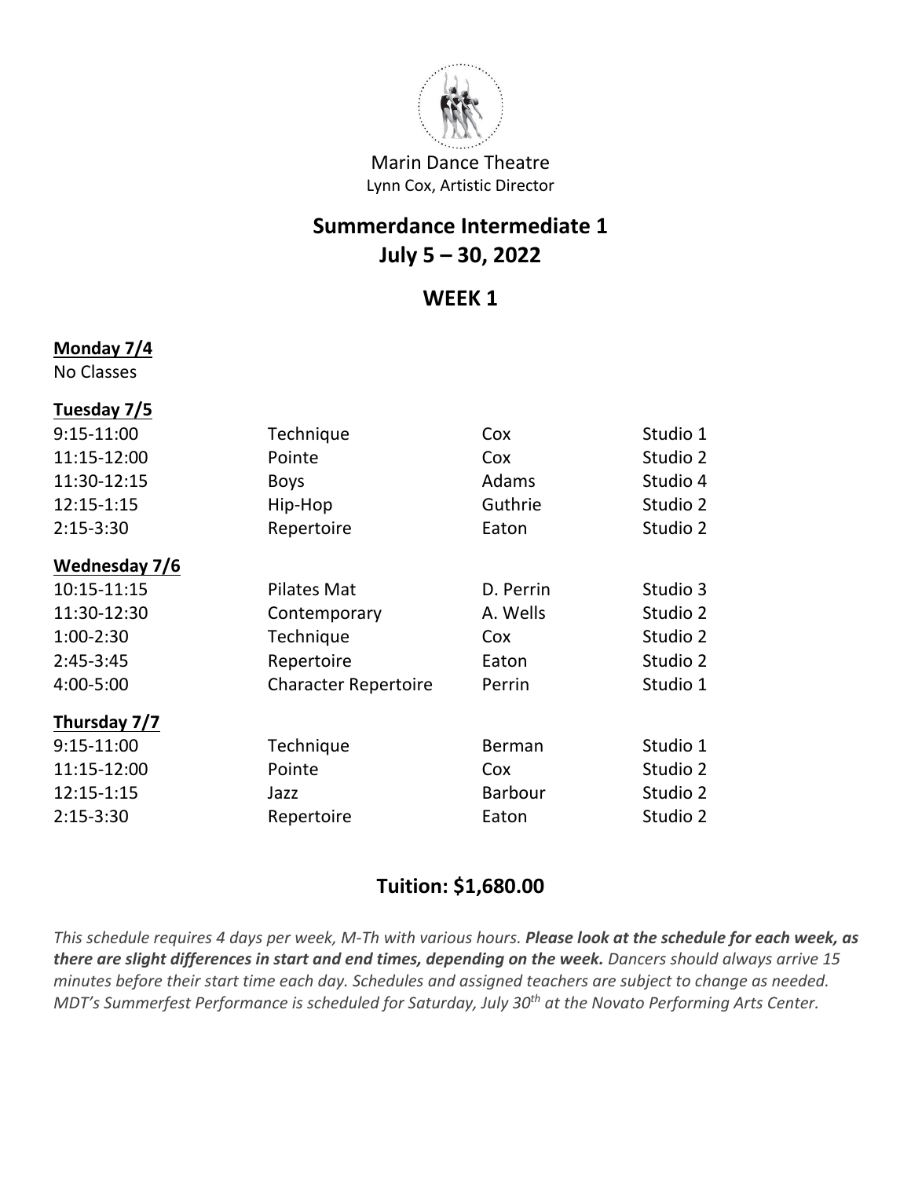Marin Dance Theatre

Lynn Cox, Artistic Director

# Summerdance Intermediate 1

# July 5 – 30, 2022

## WEEK 1

**Monday 7/4**

No Classes

**Tuesday 7/5**

| | | | |
|---|---|---|---|
| 9:15-11:00 | Technique | Cox | Studio 1 |
| 11:15-12:00 | Pointe | Cox | Studio 2 |
| 11:30-12:15 | Boys | Adams | Studio 4 |
| 12:15-1:15 | Hip-Hop | Guthrie | Studio 2 |
| 2:15-3:30 | Repertoire | Eaton | Studio 2 |

**Wednesday 7/6**

| | | | |
|---|---|---|---|
| 10:15-11:15 | Pilates Mat | D. Perrin | Studio 3 |
| 11:30-12:30 | Contemporary | A. Wells | Studio 2 |
| 1:00-2:30 | Technique | Cox | Studio 2 |
| 2:45-3:45 | Repertoire | Eaton | Studio 2 |
| 4:00-5:00 | Character Repertoire | Perrin | Studio 1 |

**Thursday 7/7**

| | | | |
|---|---|---|---|
| 9:15-11:00 | Technique | Berman | Studio 1 |
| 11:15-12:00 | Pointe | Cox | Studio 2 |
| 12:15-1:15 | Jazz | Barbour | Studio 2 |
| 2:15-3:30 | Repertoire | Eaton | Studio 2 |

## Tuition: $1,680.00

*This schedule requires 4 days per week, M-Th with various hours.* ***Please look at the schedule for each week, as there are slight differences in start and end times, depending on the week.*** *Dancers should always arrive 15 minutes before their start time each day. Schedules and assigned teachers are subject to change as needed. MDT's Summerfest Performance is scheduled for Saturday, July 30th at the Novato Performing Arts Center.*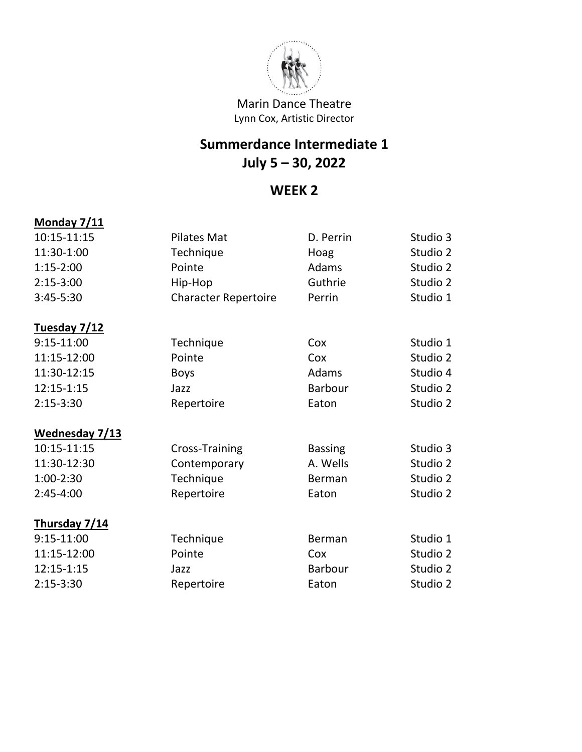Marin Dance Theatre
Lynn Cox, Artistic Director

# Summerdance Intermediate 1
# July 5 – 30, 2022

## WEEK 2

**Monday 7/11**

| | | | |
|---|---|---|---|
| 10:15-11:15 | Pilates Mat | D. Perrin | Studio 3 |
| 11:30-1:00 | Technique | Hoag | Studio 2 |
| 1:15-2:00 | Pointe | Adams | Studio 2 |
| 2:15-3:00 | Hip-Hop | Guthrie | Studio 2 |
| 3:45-5:30 | Character Repertoire | Perrin | Studio 1 |

**Tuesday 7/12**

| | | | |
|---|---|---|---|
| 9:15-11:00 | Technique | Cox | Studio 1 |
| 11:15-12:00 | Pointe | Cox | Studio 2 |
| 11:30-12:15 | Boys | Adams | Studio 4 |
| 12:15-1:15 | Jazz | Barbour | Studio 2 |
| 2:15-3:30 | Repertoire | Eaton | Studio 2 |

**Wednesday 7/13**

| | | | |
|---|---|---|---|
| 10:15-11:15 | Cross-Training | Bassing | Studio 3 |
| 11:30-12:30 | Contemporary | A. Wells | Studio 2 |
| 1:00-2:30 | Technique | Berman | Studio 2 |
| 2:45-4:00 | Repertoire | Eaton | Studio 2 |

**Thursday 7/14**

| | | | |
|---|---|---|---|
| 9:15-11:00 | Technique | Berman | Studio 1 |
| 11:15-12:00 | Pointe | Cox | Studio 2 |
| 12:15-1:15 | Jazz | Barbour | Studio 2 |
| 2:15-3:30 | Repertoire | Eaton | Studio 2 |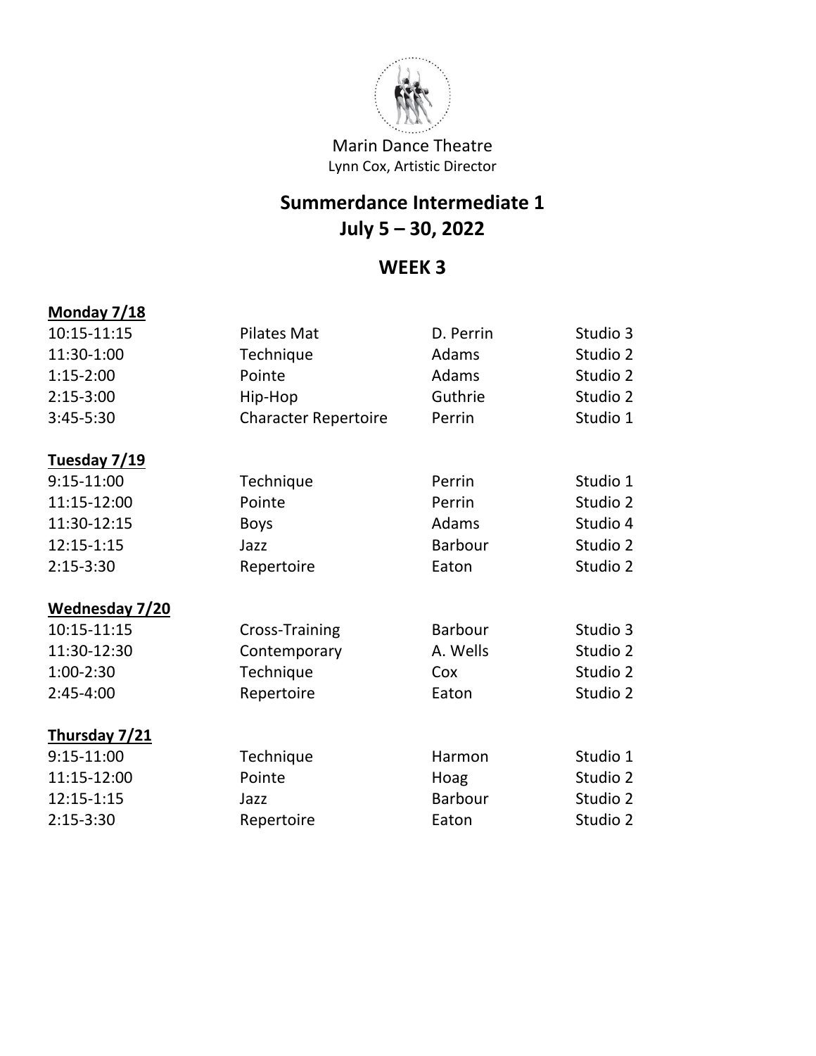Marin Dance Theatre
Lynn Cox, Artistic Director

# Summerdance Intermediate 1
## July 5 – 30, 2022

## WEEK 3

**Monday 7/18**

| | | | |
|---|---|---|---|
| 10:15-11:15 | Pilates Mat | D. Perrin | Studio 3 |
| 11:30-1:00 | Technique | Adams | Studio 2 |
| 1:15-2:00 | Pointe | Adams | Studio 2 |
| 2:15-3:00 | Hip-Hop | Guthrie | Studio 2 |
| 3:45-5:30 | Character Repertoire | Perrin | Studio 1 |

**Tuesday 7/19**

| | | | |
|---|---|---|---|
| 9:15-11:00 | Technique | Perrin | Studio 1 |
| 11:15-12:00 | Pointe | Perrin | Studio 2 |
| 11:30-12:15 | Boys | Adams | Studio 4 |
| 12:15-1:15 | Jazz | Barbour | Studio 2 |
| 2:15-3:30 | Repertoire | Eaton | Studio 2 |

**Wednesday 7/20**

| | | | |
|---|---|---|---|
| 10:15-11:15 | Cross-Training | Barbour | Studio 3 |
| 11:30-12:30 | Contemporary | A. Wells | Studio 2 |
| 1:00-2:30 | Technique | Cox | Studio 2 |
| 2:45-4:00 | Repertoire | Eaton | Studio 2 |

**Thursday 7/21**

| | | | |
|---|---|---|---|
| 9:15-11:00 | Technique | Harmon | Studio 1 |
| 11:15-12:00 | Pointe | Hoag | Studio 2 |
| 12:15-1:15 | Jazz | Barbour | Studio 2 |
| 2:15-3:30 | Repertoire | Eaton | Studio 2 |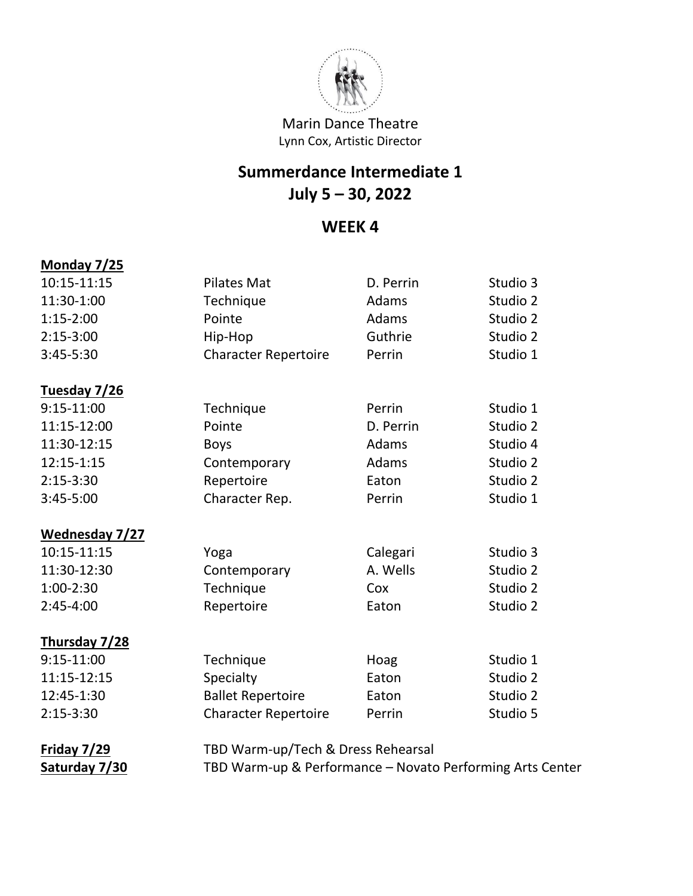Marin Dance Theatre
Lynn Cox, Artistic Director

# Summerdance Intermediate 1
## July 5 – 30, 2022

## WEEK 4

**Monday 7/25**

| | | | |
|---|---|---|---|
| 10:15-11:15 | Pilates Mat | D. Perrin | Studio 3 |
| 11:30-1:00 | Technique | Adams | Studio 2 |
| 1:15-2:00 | Pointe | Adams | Studio 2 |
| 2:15-3:00 | Hip-Hop | Guthrie | Studio 2 |
| 3:45-5:30 | Character Repertoire | Perrin | Studio 1 |

**Tuesday 7/26**

| | | | |
|---|---|---|---|
| 9:15-11:00 | Technique | Perrin | Studio 1 |
| 11:15-12:00 | Pointe | D. Perrin | Studio 2 |
| 11:30-12:15 | Boys | Adams | Studio 4 |
| 12:15-1:15 | Contemporary | Adams | Studio 2 |
| 2:15-3:30 | Repertoire | Eaton | Studio 2 |
| 3:45-5:00 | Character Rep. | Perrin | Studio 1 |

**Wednesday 7/27**

| | | | |
|---|---|---|---|
| 10:15-11:15 | Yoga | Calegari | Studio 3 |
| 11:30-12:30 | Contemporary | A. Wells | Studio 2 |
| 1:00-2:30 | Technique | Cox | Studio 2 |
| 2:45-4:00 | Repertoire | Eaton | Studio 2 |

**Thursday 7/28**

| | | | |
|---|---|---|---|
| 9:15-11:00 | Technique | Hoag | Studio 1 |
| 11:15-12:15 | Specialty | Eaton | Studio 2 |
| 12:45-1:30 | Ballet Repertoire | Eaton | Studio 2 |
| 2:15-3:30 | Character Repertoire | Perrin | Studio 5 |

**Friday 7/29** TBD Warm-up/Tech & Dress Rehearsal

**Saturday 7/30** TBD Warm-up & Performance – Novato Performing Arts Center